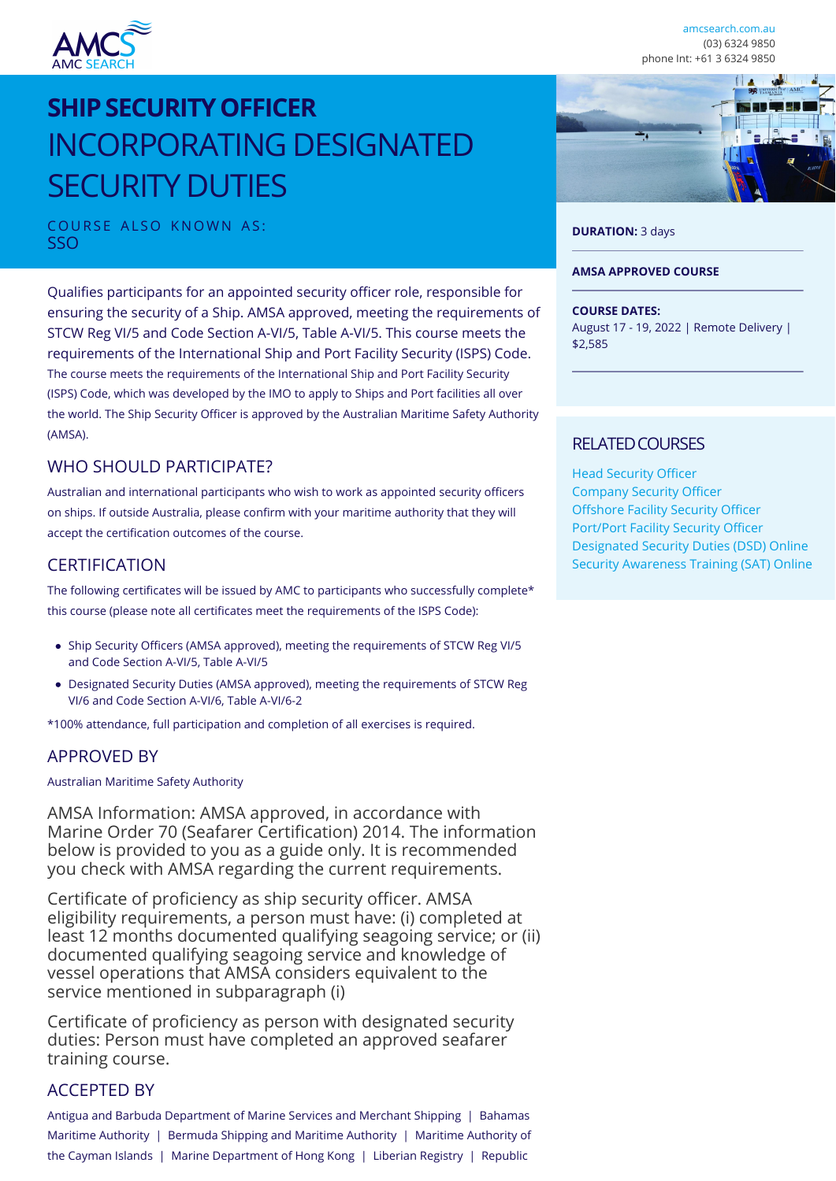amcsearch.com.au
(03) 6324 9850
phone Int: +61 3 6324 9850

# SHIP SECURITY OFFICER INCORPORATING DESIGNATED SECURITY DUTIES

COURSE ALSO KNOWN AS:
SSO

**DURATION:** 3 days

**AMSA APPROVED COURSE**

**COURSE DATES:**
August 17 - 19, 2022 | Remote Delivery | $2,585

Qualifies participants for an appointed security officer role, responsible for ensuring the security of a Ship. AMSA approved, meeting the requirements of STCW Reg VI/5 and Code Section A-VI/5, Table A-VI/5. This course meets the requirements of the International Ship and Port Facility Security (ISPS) Code.

The course meets the requirements of the International Ship and Port Facility Security (ISPS) Code, which was developed by the IMO to apply to Ships and Port facilities all over the world. The Ship Security Officer is approved by the Australian Maritime Safety Authority (AMSA).

## WHO SHOULD PARTICIPATE?

Australian and international participants who wish to work as appointed security officers on ships. If outside Australia, please confirm with your maritime authority that they will accept the certification outcomes of the course.

## CERTIFICATION

The following certificates will be issued by AMC to participants who successfully complete* this course (please note all certificates meet the requirements of the ISPS Code):

- Ship Security Officers (AMSA approved), meeting the requirements of STCW Reg VI/5 and Code Section A-VI/5, Table A-VI/5
- Designated Security Duties (AMSA approved), meeting the requirements of STCW Reg VI/6 and Code Section A-VI/6, Table A-VI/6-2

*100% attendance, full participation and completion of all exercises is required.

## APPROVED BY

Australian Maritime Safety Authority

AMSA Information: AMSA approved, in accordance with Marine Order 70 (Seafarer Certification) 2014. The information below is provided to you as a guide only. It is recommended you check with AMSA regarding the current requirements.

Certificate of proficiency as ship security officer. AMSA eligibility requirements, a person must have: (i) completed at least 12 months documented qualifying seagoing service; or (ii) documented qualifying seagoing service and knowledge of vessel operations that AMSA considers equivalent to the service mentioned in subparagraph (i)

Certificate of proficiency as person with designated security duties: Person must have completed an approved seafarer training course.

## ACCEPTED BY

Antigua and Barbuda Department of Marine Services and Merchant Shipping | Bahamas Maritime Authority | Bermuda Shipping and Maritime Authority | Maritime Authority of the Cayman Islands | Marine Department of Hong Kong | Liberian Registry | Republic

## RELATED COURSES

- Head Security Officer
- Company Security Officer
- Offshore Facility Security Officer
- Port/Port Facility Security Officer
- Designated Security Duties (DSD) Online
- Security Awareness Training (SAT) Online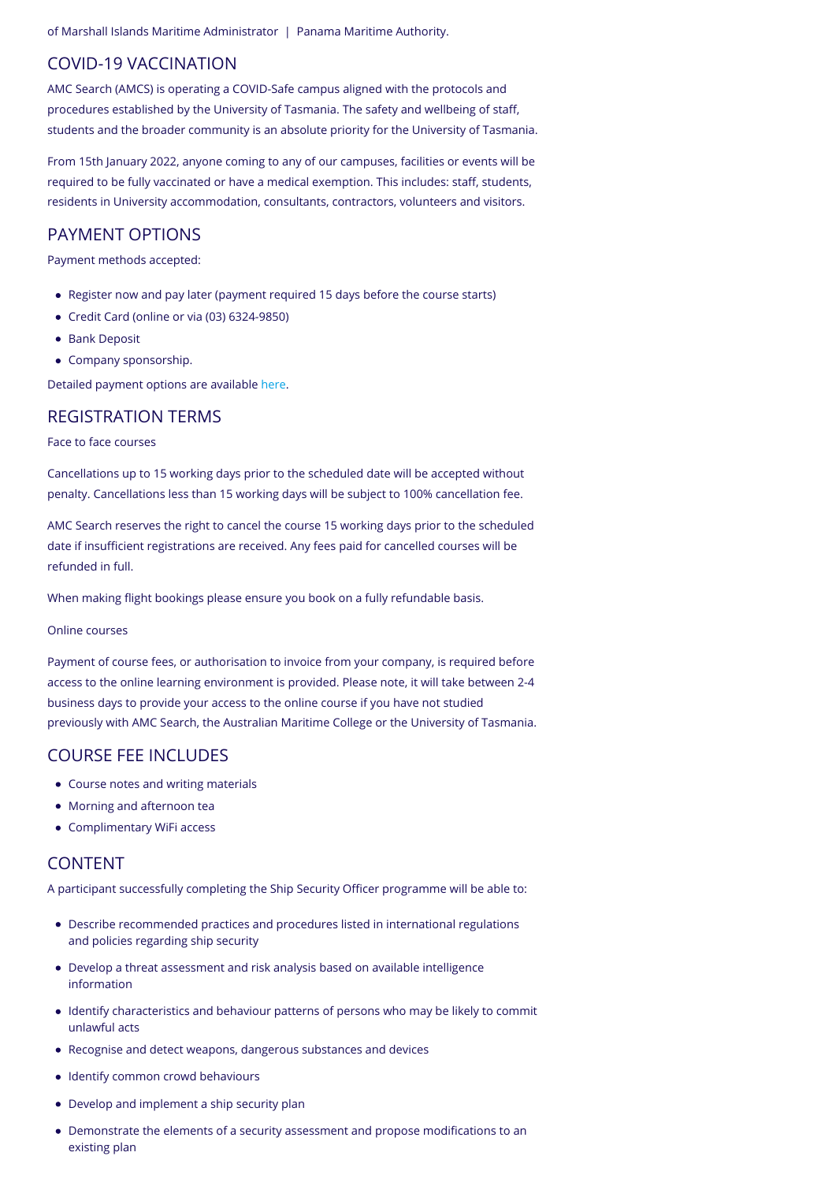of Marshall Islands Maritime Administrator | Panama Maritime Authority.

## COVID-19 VACCINATION

AMC Search (AMCS) is operating a COVID-Safe campus aligned with the protocols and procedures established by the University of Tasmania. The safety and wellbeing of staff, students and the broader community is an absolute priority for the University of Tasmania.

From 15th January 2022, anyone coming to any of our campuses, facilities or events will be required to be fully vaccinated or have a medical exemption. This includes: staff, students, residents in University accommodation, consultants, contractors, volunteers and visitors.

## PAYMENT OPTIONS

Payment methods accepted:

- Register now and pay later (payment required 15 days before the course starts)
- Credit Card (online or via (03) 6324-9850)
- Bank Deposit
- Company sponsorship.

Detailed payment options are available here.

## REGISTRATION TERMS

Face to face courses

Cancellations up to 15 working days prior to the scheduled date will be accepted without penalty. Cancellations less than 15 working days will be subject to 100% cancellation fee.

AMC Search reserves the right to cancel the course 15 working days prior to the scheduled date if insufficient registrations are received. Any fees paid for cancelled courses will be refunded in full.

When making flight bookings please ensure you book on a fully refundable basis.

Online courses

Payment of course fees, or authorisation to invoice from your company, is required before access to the online learning environment is provided. Please note, it will take between 2-4 business days to provide your access to the online course if you have not studied previously with AMC Search, the Australian Maritime College or the University of Tasmania.

## COURSE FEE INCLUDES

- Course notes and writing materials
- Morning and afternoon tea
- Complimentary WiFi access

## CONTENT

A participant successfully completing the Ship Security Officer programme will be able to:

- Describe recommended practices and procedures listed in international regulations and policies regarding ship security
- Develop a threat assessment and risk analysis based on available intelligence information
- Identify characteristics and behaviour patterns of persons who may be likely to commit unlawful acts
- Recognise and detect weapons, dangerous substances and devices
- Identify common crowd behaviours
- Develop and implement a ship security plan
- Demonstrate the elements of a security assessment and propose modifications to an existing plan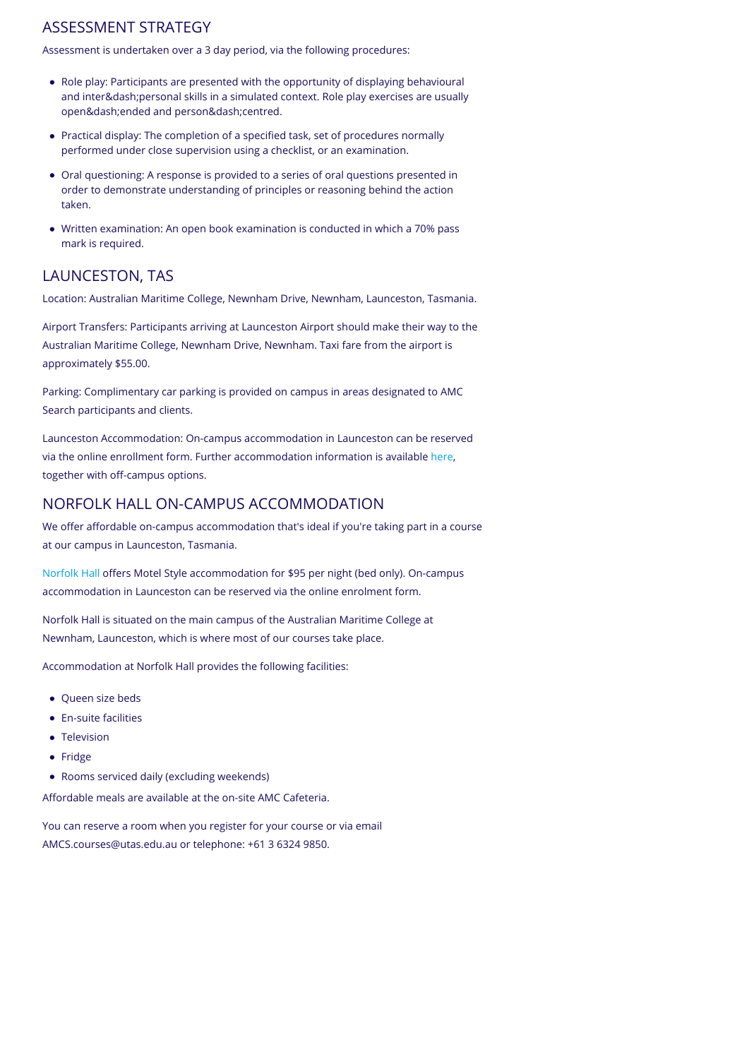## ASSESSMENT STRATEGY

Assessment is undertaken over a 3 day period, via the following procedures:

- Role play: Participants are presented with the opportunity of displaying behavioural and inter&dash;personal skills in a simulated context. Role play exercises are usually open&dash;ended and person&dash;centred.
- Practical display: The completion of a specified task, set of procedures normally performed under close supervision using a checklist, or an examination.
- Oral questioning: A response is provided to a series of oral questions presented in order to demonstrate understanding of principles or reasoning behind the action taken.
- Written examination: An open book examination is conducted in which a 70% pass mark is required.

## LAUNCESTON, TAS

Location: Australian Maritime College, Newnham Drive, Newnham, Launceston, Tasmania.

Airport Transfers: Participants arriving at Launceston Airport should make their way to the Australian Maritime College, Newnham Drive, Newnham. Taxi fare from the airport is approximately $55.00.

Parking: Complimentary car parking is provided on campus in areas designated to AMC Search participants and clients.

Launceston Accommodation: On-campus accommodation in Launceston can be reserved via the online enrollment form. Further accommodation information is available here, together with off-campus options.

## NORFOLK HALL ON-CAMPUS ACCOMMODATION

We offer affordable on-campus accommodation that's ideal if you're taking part in a course at our campus in Launceston, Tasmania.

Norfolk Hall offers Motel Style accommodation for $95 per night (bed only). On-campus accommodation in Launceston can be reserved via the online enrolment form.

Norfolk Hall is situated on the main campus of the Australian Maritime College at Newnham, Launceston, which is where most of our courses take place.

Accommodation at Norfolk Hall provides the following facilities:

- Queen size beds
- En-suite facilities
- Television
- Fridge
- Rooms serviced daily (excluding weekends)

Affordable meals are available at the on-site AMC Cafeteria.

You can reserve a room when you register for your course or via email AMCS.courses@utas.edu.au or telephone: +61 3 6324 9850.